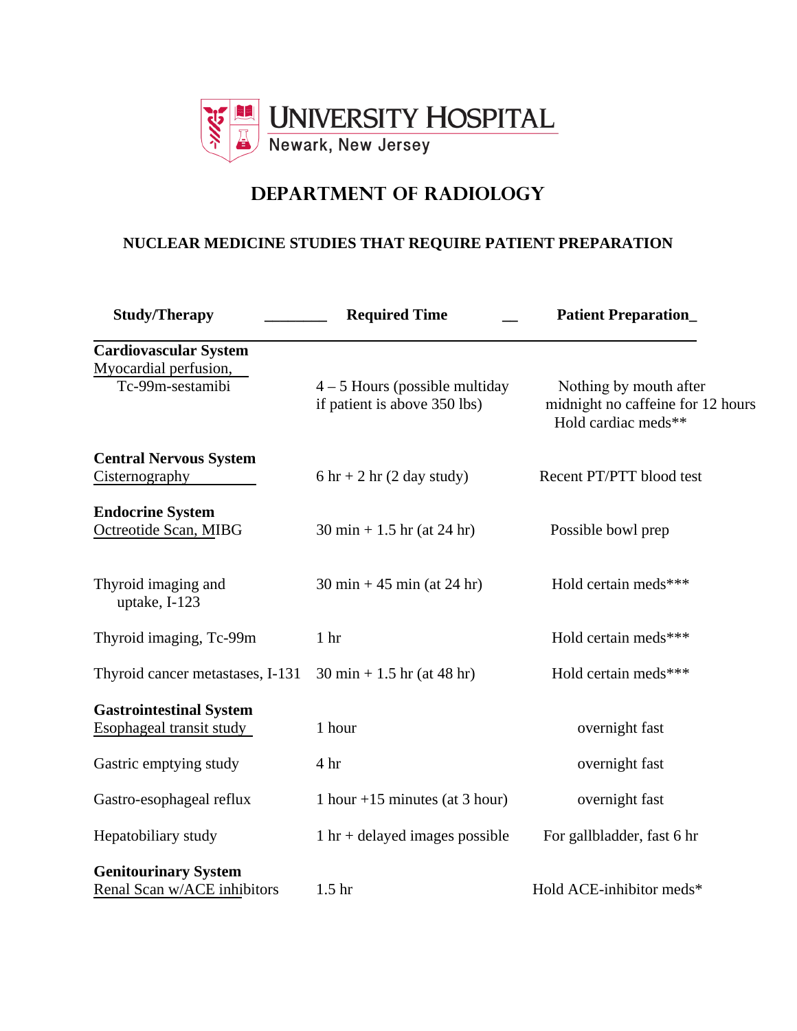# UNIVERSITY HOSPITAL

Newark, New Jersey

## DEPARTMENT OF RADIOLOGY

### NUCLEAR MEDICINE STUDIES THAT REQUIRE PATIENT PREPARATION

| Study/Therapy | Required Time | Patient Preparation |
|---|---|---|
| **Cardiovascular System** | | |
| Myocardial perfusion, Tc-99m-sestamibi | 4 – 5 Hours (possible multiday if patient is above 350 lbs) | Nothing by mouth after midnight no caffeine for 12 hours Hold cardiac meds** |
| **Central Nervous System** | | |
| Cisternography | 6 hr + 2 hr (2 day study) | Recent PT/PTT blood test |
| **Endocrine System** | | |
| Octreotide Scan, MIBG | 30 min + 1.5 hr (at 24 hr) | Possible bowl prep |
| Thyroid imaging and uptake, I-123 | 30 min + 45 min (at 24 hr) | Hold certain meds*** |
| Thyroid imaging, Tc-99m | 1 hr | Hold certain meds*** |
| Thyroid cancer metastases, I-131 | 30 min + 1.5 hr (at 48 hr) | Hold certain meds*** |
| **Gastrointestinal System** | | |
| Esophageal transit study | 1 hour | overnight fast |
| Gastric emptying study | 4 hr | overnight fast |
| Gastro-esophageal reflux | 1 hour +15 minutes (at 3 hour) | overnight fast |
| Hepatobiliary study | 1 hr + delayed images possible | For gallbladder, fast 6 hr |
| **Genitourinary System** | | |
| Renal Scan w/ACE inhibitors | 1.5 hr | Hold ACE-inhibitor meds* |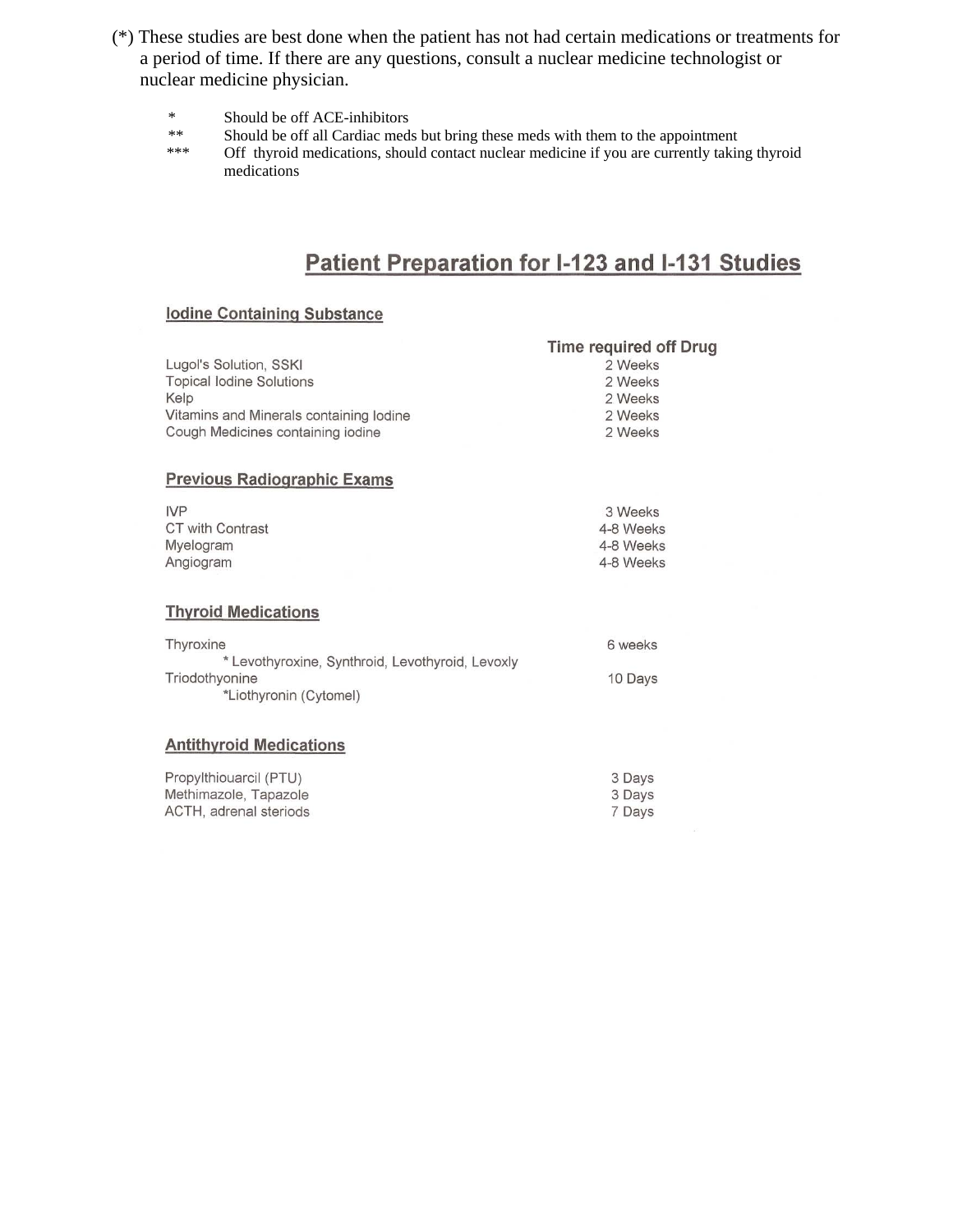(*) These studies are best done when the patient has not had certain medications or treatments for a period of time. If there are any questions, consult a nuclear medicine technologist or nuclear medicine physician.

| | |
|---|---|
| * | Should be off ACE-inhibitors |
| ** | Should be off all Cardiac meds but bring these meds with them to the appointment |
| *** | Off thyroid medications, should contact nuclear medicine if you are currently taking thyroid medications |

## Patient Preparation for I-123 and I-131 Studies

| Iodine Containing Substance | Time required off Drug |
|---|---|
| Lugol's Solution, SSKI | 2 Weeks |
| Topical Iodine Solutions | 2 Weeks |
| Kelp | 2 Weeks |
| Vitamins and Minerals containing Iodine | 2 Weeks |
| Cough Medicines containing iodine | 2 Weeks |
| **Previous Radiographic Exams** | |
| IVP | 3 Weeks |
| CT with Contrast | 4-8 Weeks |
| Myelogram | 4-8 Weeks |
| Angiogram | 4-8 Weeks |
| **Thyroid Medications** | |
| Thyroxine<br>* Levothyroxine, Synthroid, Levothyroid, Levoxly | 6 weeks |
| Triodothyonine<br>*Liothyronin (Cytomel) | 10 Days |
| **Antithyroid Medications** | |
| Propylthiouarcil (PTU) | 3 Days |
| Methimazole, Tapazole | 3 Days |
| ACTH, adrenal steriods | 7 Days |